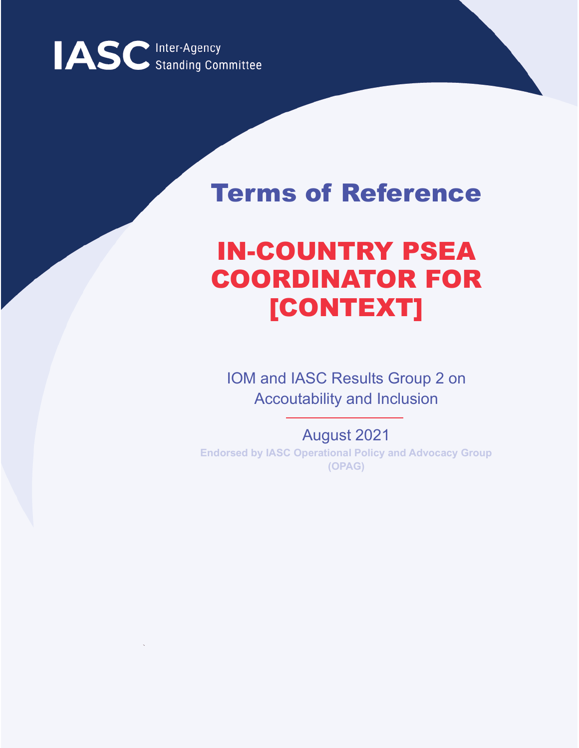IASC Inter-Agency Standing Committee

# Terms of Reference

# IN-COUNTRY PSEA COORDINATOR FOR [CONTEXT]

IOM and IASC Results Group 2 on Accoutability and Inclusion

August 2021

**Endorsed by IASC Operational Policy and Advocacy Group (OPAG)**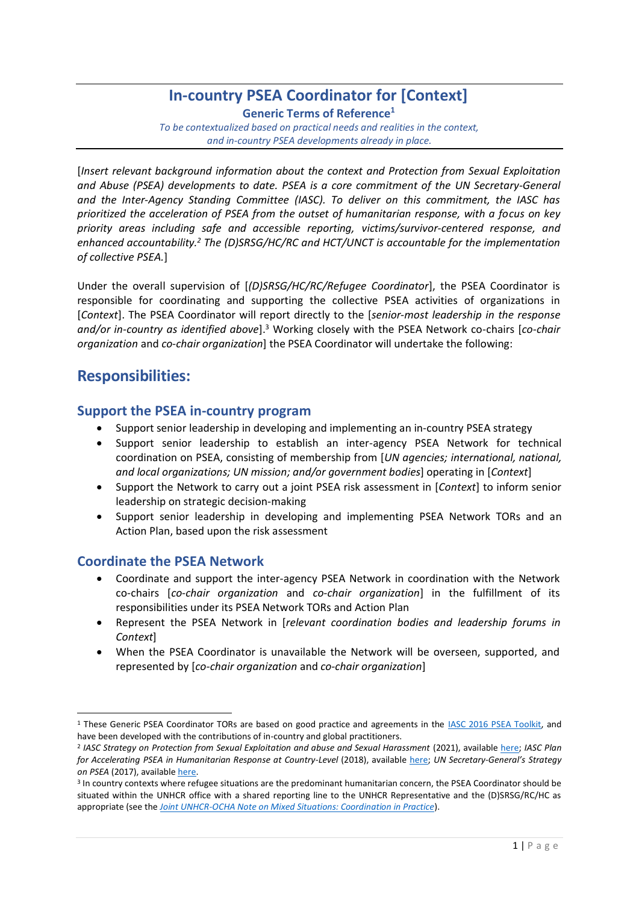# In-country PSEA Coordinator for [Context]

**Generic Terms of Reference**[1]

*To be contextualized based on practical needs and realities in the context, and in-country PSEA developments already in place.*

[*Insert relevant background information about the context and Protection from Sexual Exploitation and Abuse (PSEA) developments to date. PSEA is a core commitment of the UN Secretary-General and the Inter-Agency Standing Committee (IASC). To deliver on this commitment, the IASC has prioritized the acceleration of PSEA from the outset of humanitarian response, with a focus on key priority areas including safe and accessible reporting, victims/survivor-centered response, and enhanced accountability.*[2] *The (D)SRSG/HC/RC and HCT/UNCT is accountable for the implementation of collective PSEA.*]

Under the overall supervision of [*(D)SRSG/HC/RC/Refugee Coordinator*], the PSEA Coordinator is responsible for coordinating and supporting the collective PSEA activities of organizations in [*Context*]. The PSEA Coordinator will report directly to the [*senior-most leadership in the response and/or in-country as identified above*].[3] Working closely with the PSEA Network co-chairs [*co-chair organization* and *co-chair organization*] the PSEA Coordinator will undertake the following:

## Responsibilities:

### Support the PSEA in-country program

- Support senior leadership in developing and implementing an in-country PSEA strategy
- Support senior leadership to establish an inter-agency PSEA Network for technical coordination on PSEA, consisting of membership from [*UN agencies; international, national, and local organizations; UN mission; and/or government bodies*] operating in [*Context*]
- Support the Network to carry out a joint PSEA risk assessment in [*Context*] to inform senior leadership on strategic decision-making
- Support senior leadership in developing and implementing PSEA Network TORs and an Action Plan, based upon the risk assessment

### Coordinate the PSEA Network

- Coordinate and support the inter-agency PSEA Network in coordination with the Network co-chairs [*co-chair organization* and *co-chair organization*] in the fulfillment of its responsibilities under its PSEA Network TORs and Action Plan
- Represent the PSEA Network in [*relevant coordination bodies and leadership forums in Context*]
- When the PSEA Coordinator is unavailable the Network will be overseen, supported, and represented by [*co-chair organization* and *co-chair organization*]

---

[1] These Generic PSEA Coordinator TORs are based on good practice and agreements in the IASC 2016 PSEA Toolkit, and have been developed with the contributions of in-country and global practitioners.

[2] *IASC Strategy on Protection from Sexual Exploitation and abuse and Sexual Harassment* (2021), available here; *IASC Plan for Accelerating PSEA in Humanitarian Response at Country-Level* (2018), available here; *UN Secretary-General's Strategy on PSEA* (2017), available here.

[3] In country contexts where refugee situations are the predominant humanitarian concern, the PSEA Coordinator should be situated within the UNHCR office with a shared reporting line to the UNHCR Representative and the (D)SRSG/RC/HC as appropriate (see the *Joint UNHCR-OCHA Note on Mixed Situations: Coordination in Practice*).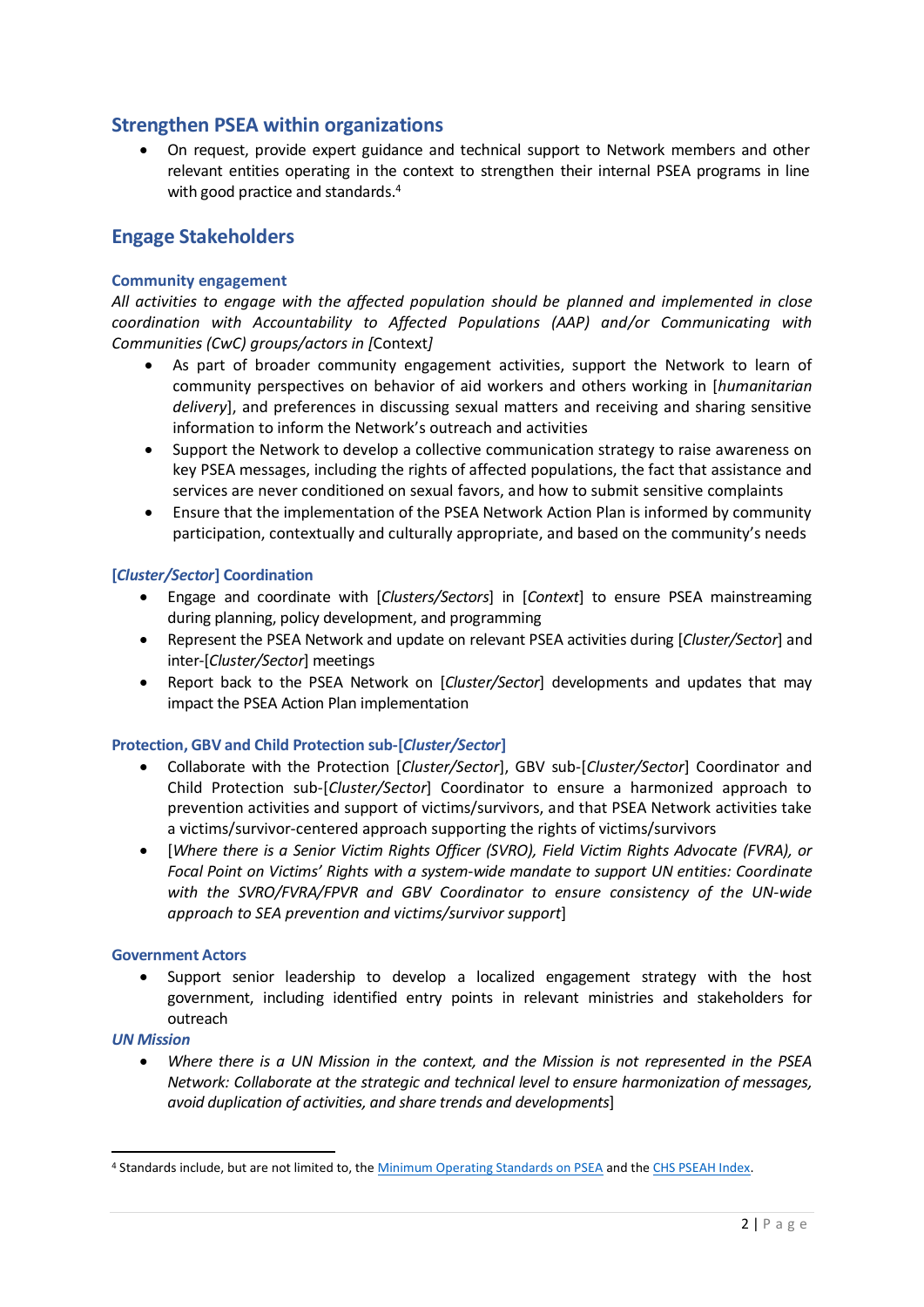## Strengthen PSEA within organizations

- On request, provide expert guidance and technical support to Network members and other relevant entities operating in the context to strengthen their internal PSEA programs in line with good practice and standards.[4]

## Engage Stakeholders

### Community engagement

*All activities to engage with the affected population should be planned and implemented in close coordination with Accountability to Affected Populations (AAP) and/or Communicating with Communities (CwC) groups/actors in* [Context*]*

- As part of broader community engagement activities, support the Network to learn of community perspectives on behavior of aid workers and others working in [*humanitarian delivery*], and preferences in discussing sexual matters and receiving and sharing sensitive information to inform the Network's outreach and activities
- Support the Network to develop a collective communication strategy to raise awareness on key PSEA messages, including the rights of affected populations, the fact that assistance and services are never conditioned on sexual favors, and how to submit sensitive complaints
- Ensure that the implementation of the PSEA Network Action Plan is informed by community participation, contextually and culturally appropriate, and based on the community's needs

### [*Cluster/Sector*] Coordination

- Engage and coordinate with [*Clusters/Sectors*] in [*Context*] to ensure PSEA mainstreaming during planning, policy development, and programming
- Represent the PSEA Network and update on relevant PSEA activities during [*Cluster/Sector*] and inter-[*Cluster/Sector*] meetings
- Report back to the PSEA Network on [*Cluster/Sector*] developments and updates that may impact the PSEA Action Plan implementation

### Protection, GBV and Child Protection sub-[*Cluster/Sector*]

- Collaborate with the Protection [*Cluster/Sector*], GBV sub-[*Cluster/Sector*] Coordinator and Child Protection sub-[*Cluster/Sector*] Coordinator to ensure a harmonized approach to prevention activities and support of victims/survivors, and that PSEA Network activities take a victims/survivor-centered approach supporting the rights of victims/survivors
- [*Where there is a Senior Victim Rights Officer (SVRO), Field Victim Rights Advocate (FVRA), or Focal Point on Victims' Rights with a system-wide mandate to support UN entities: Coordinate with the SVRO/FVRA/FPVR and GBV Coordinator to ensure consistency of the UN-wide approach to SEA prevention and victims/survivor support*]

### Government Actors

- Support senior leadership to develop a localized engagement strategy with the host government, including identified entry points in relevant ministries and stakeholders for outreach

### *UN Mission*

- *Where there is a UN Mission in the context, and the Mission is not represented in the PSEA Network: Collaborate at the strategic and technical level to ensure harmonization of messages, avoid duplication of activities, and share trends and developments*]

---

[4] Standards include, but are not limited to, the Minimum Operating Standards on PSEA and the CHS PSEAH Index.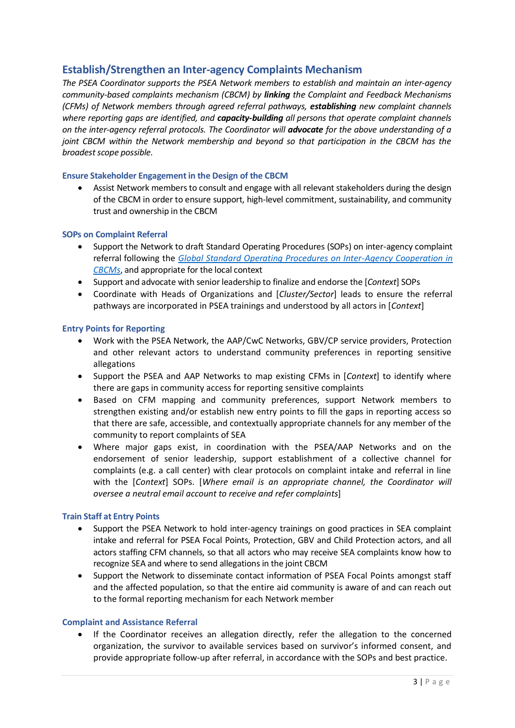## Establish/Strengthen an Inter-agency Complaints Mechanism

*The PSEA Coordinator supports the PSEA Network members to establish and maintain an inter-agency community-based complaints mechanism (CBCM) by* ***linking*** *the Complaint and Feedback Mechanisms (CFMs) of Network members through agreed referral pathways,* ***establishing*** *new complaint channels where reporting gaps are identified, and* ***capacity-building*** *all persons that operate complaint channels on the inter-agency referral protocols. The Coordinator will* ***advocate*** *for the above understanding of a joint CBCM within the Network membership and beyond so that participation in the CBCM has the broadest scope possible.*

### Ensure Stakeholder Engagement in the Design of the CBCM

- Assist Network members to consult and engage with all relevant stakeholders during the design of the CBCM in order to ensure support, high-level commitment, sustainability, and community trust and ownership in the CBCM

### SOPs on Complaint Referral

- Support the Network to draft Standard Operating Procedures (SOPs) on inter-agency complaint referral following the *Global Standard Operating Procedures on Inter-Agency Cooperation in CBCMs*, and appropriate for the local context
- Support and advocate with senior leadership to finalize and endorse the [*Context*] SOPs
- Coordinate with Heads of Organizations and [*Cluster/Sector*] leads to ensure the referral pathways are incorporated in PSEA trainings and understood by all actors in [*Context*]

### Entry Points for Reporting

- Work with the PSEA Network, the AAP/CwC Networks, GBV/CP service providers, Protection and other relevant actors to understand community preferences in reporting sensitive allegations
- Support the PSEA and AAP Networks to map existing CFMs in [*Context*] to identify where there are gaps in community access for reporting sensitive complaints
- Based on CFM mapping and community preferences, support Network members to strengthen existing and/or establish new entry points to fill the gaps in reporting access so that there are safe, accessible, and contextually appropriate channels for any member of the community to report complaints of SEA
- Where major gaps exist, in coordination with the PSEA/AAP Networks and on the endorsement of senior leadership, support establishment of a collective channel for complaints (e.g. a call center) with clear protocols on complaint intake and referral in line with the [*Context*] SOPs. [*Where email is an appropriate channel, the Coordinator will oversee a neutral email account to receive and refer complaints*]

### Train Staff at Entry Points

- Support the PSEA Network to hold inter-agency trainings on good practices in SEA complaint intake and referral for PSEA Focal Points, Protection, GBV and Child Protection actors, and all actors staffing CFM channels, so that all actors who may receive SEA complaints know how to recognize SEA and where to send allegations in the joint CBCM
- Support the Network to disseminate contact information of PSEA Focal Points amongst staff and the affected population, so that the entire aid community is aware of and can reach out to the formal reporting mechanism for each Network member

### Complaint and Assistance Referral

- If the Coordinator receives an allegation directly, refer the allegation to the concerned organization, the survivor to available services based on survivor's informed consent, and provide appropriate follow-up after referral, in accordance with the SOPs and best practice.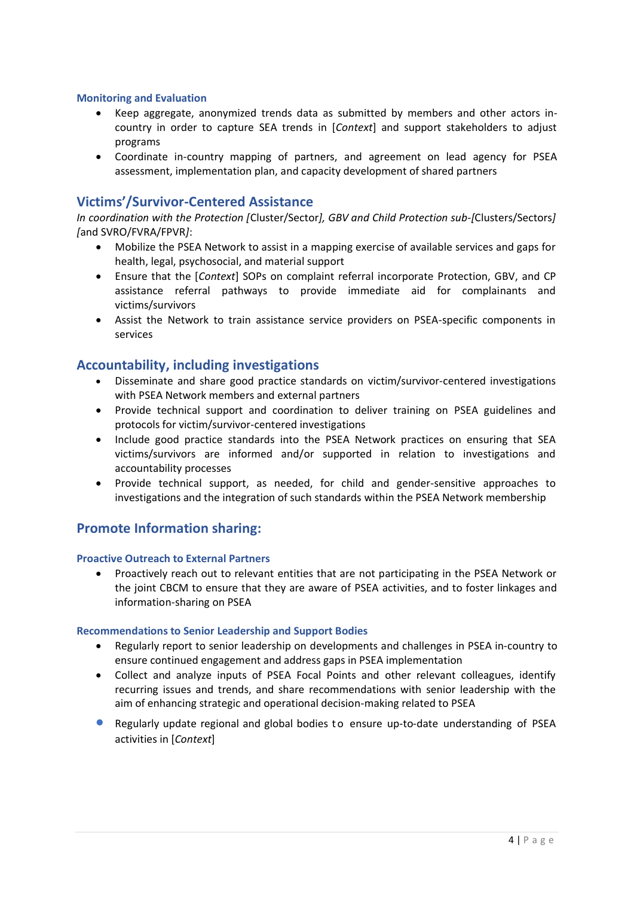### Monitoring and Evaluation

- Keep aggregate, anonymized trends data as submitted by members and other actors in-country in order to capture SEA trends in [*Context*] and support stakeholders to adjust programs
- Coordinate in-country mapping of partners, and agreement on lead agency for PSEA assessment, implementation plan, and capacity development of shared partners

## Victims'/Survivor-Centered Assistance

*In coordination with the Protection [*Cluster/Sector*], GBV and Child Protection sub-[*Clusters/Sectors*] [*and SVRO/FVRA/FPVR*]*:

- Mobilize the PSEA Network to assist in a mapping exercise of available services and gaps for health, legal, psychosocial, and material support
- Ensure that the [*Context*] SOPs on complaint referral incorporate Protection, GBV, and CP assistance referral pathways to provide immediate aid for complainants and victims/survivors
- Assist the Network to train assistance service providers on PSEA-specific components in services

## Accountability, including investigations

- Disseminate and share good practice standards on victim/survivor-centered investigations with PSEA Network members and external partners
- Provide technical support and coordination to deliver training on PSEA guidelines and protocols for victim/survivor-centered investigations
- Include good practice standards into the PSEA Network practices on ensuring that SEA victims/survivors are informed and/or supported in relation to investigations and accountability processes
- Provide technical support, as needed, for child and gender-sensitive approaches to investigations and the integration of such standards within the PSEA Network membership

## Promote Information sharing:

### Proactive Outreach to External Partners

- Proactively reach out to relevant entities that are not participating in the PSEA Network or the joint CBCM to ensure that they are aware of PSEA activities, and to foster linkages and information-sharing on PSEA

### Recommendations to Senior Leadership and Support Bodies

- Regularly report to senior leadership on developments and challenges in PSEA in-country to ensure continued engagement and address gaps in PSEA implementation
- Collect and analyze inputs of PSEA Focal Points and other relevant colleagues, identify recurring issues and trends, and share recommendations with senior leadership with the aim of enhancing strategic and operational decision-making related to PSEA
- Regularly update regional and global bodies to ensure up-to-date understanding of PSEA activities in [*Context*]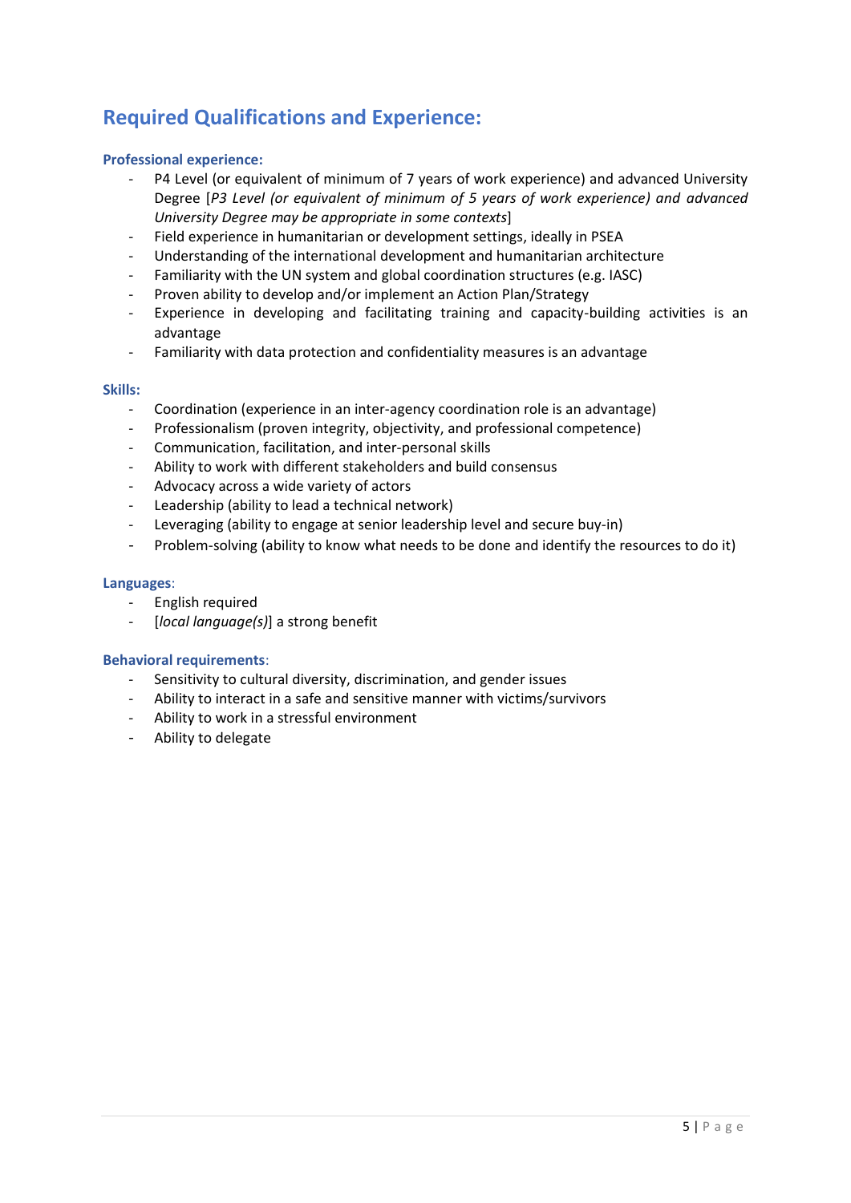## Required Qualifications and Experience:

### Professional experience:

- P4 Level (or equivalent of minimum of 7 years of work experience) and advanced University Degree [*P3 Level (or equivalent of minimum of 5 years of work experience) and advanced University Degree may be appropriate in some contexts*]
- Field experience in humanitarian or development settings, ideally in PSEA
- Understanding of the international development and humanitarian architecture
- Familiarity with the UN system and global coordination structures (e.g. IASC)
- Proven ability to develop and/or implement an Action Plan/Strategy
- Experience in developing and facilitating training and capacity-building activities is an advantage
- Familiarity with data protection and confidentiality measures is an advantage

### Skills:

- Coordination (experience in an inter-agency coordination role is an advantage)
- Professionalism (proven integrity, objectivity, and professional competence)
- Communication, facilitation, and inter-personal skills
- Ability to work with different stakeholders and build consensus
- Advocacy across a wide variety of actors
- Leadership (ability to lead a technical network)
- Leveraging (ability to engage at senior leadership level and secure buy-in)
- Problem-solving (ability to know what needs to be done and identify the resources to do it)

### Languages:

- English required
- [*local language(s)*] a strong benefit

### Behavioral requirements:

- Sensitivity to cultural diversity, discrimination, and gender issues
- Ability to interact in a safe and sensitive manner with victims/survivors
- Ability to work in a stressful environment
- Ability to delegate